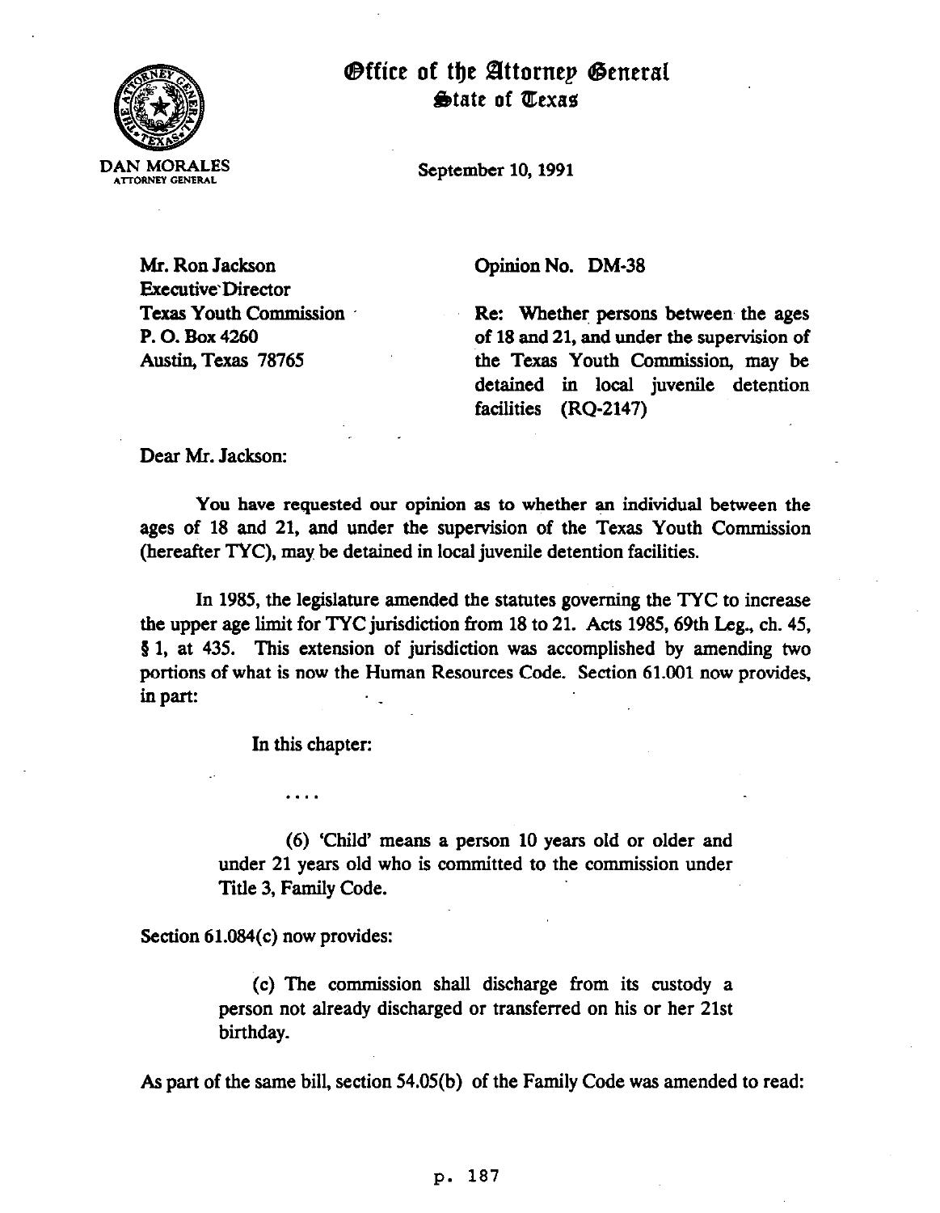# Office of the Attorney General
## State of Texas

DAN MORALES
ATTORNEY GENERAL

September 10, 1991

Mr. Ron Jackson
Executive Director
Texas Youth Commission
P. O. Box 4260
Austin, Texas 78765

Opinion No. DM-38

Re: Whether persons between the ages of 18 and 21, and under the supervision of the Texas Youth Commission, may be detained in local juvenile detention facilities (RQ-2147)

Dear Mr. Jackson:

You have requested our opinion as to whether an individual between the ages of 18 and 21, and under the supervision of the Texas Youth Commission (hereafter TYC), may be detained in local juvenile detention facilities.

In 1985, the legislature amended the statutes governing the TYC to increase the upper age limit for TYC jurisdiction from 18 to 21. Acts 1985, 69th Leg., ch. 45, § 1, at 435. This extension of jurisdiction was accomplished by amending two portions of what is now the Human Resources Code. Section 61.001 now provides, in part:

> In this chapter:
>
> ....
>
> (6) 'Child' means a person 10 years old or older and under 21 years old who is committed to the commission under Title 3, Family Code.

Section 61.084(c) now provides:

> (c) The commission shall discharge from its custody a person not already discharged or transferred on his or her 21st birthday.

As part of the same bill, section 54.05(b) of the Family Code was amended to read: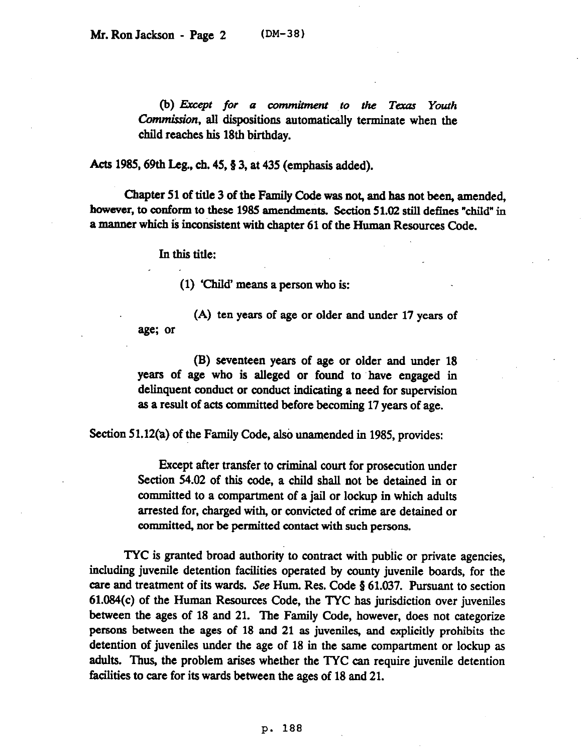(b) *Except for a commitment to the Texas Youth Commission*, all dispositions automatically terminate when the child reaches his 18th birthday.

Acts 1985, 69th Leg., ch. 45, § 3, at 435 (emphasis added).

Chapter 51 of title 3 of the Family Code was not, and has not been, amended, however, to conform to these 1985 amendments. Section 51.02 still defines "child" in a manner which is inconsistent with chapter 61 of the Human Resources Code.

> In this title:
>
> (1) 'Child' means a person who is:
>
> (A) ten years of age or older and under 17 years of age; or
>
> (B) seventeen years of age or older and under 18 years of age who is alleged or found to have engaged in delinquent conduct or conduct indicating a need for supervision as a result of acts committed before becoming 17 years of age.

Section 51.12(a) of the Family Code, also unamended in 1985, provides:

> Except after transfer to criminal court for prosecution under Section 54.02 of this code, a child shall not be detained in or committed to a compartment of a jail or lockup in which adults arrested for, charged with, or convicted of crime are detained or committed, nor be permitted contact with such persons.

TYC is granted broad authority to contract with public or private agencies, including juvenile detention facilities operated by county juvenile boards, for the care and treatment of its wards. *See* Hum. Res. Code § 61.037. Pursuant to section 61.084(c) of the Human Resources Code, the TYC has jurisdiction over juveniles between the ages of 18 and 21. The Family Code, however, does not categorize persons between the ages of 18 and 21 as juveniles, and explicitly prohibits the detention of juveniles under the age of 18 in the same compartment or lockup as adults. Thus, the problem arises whether the TYC can require juvenile detention facilities to care for its wards between the ages of 18 and 21.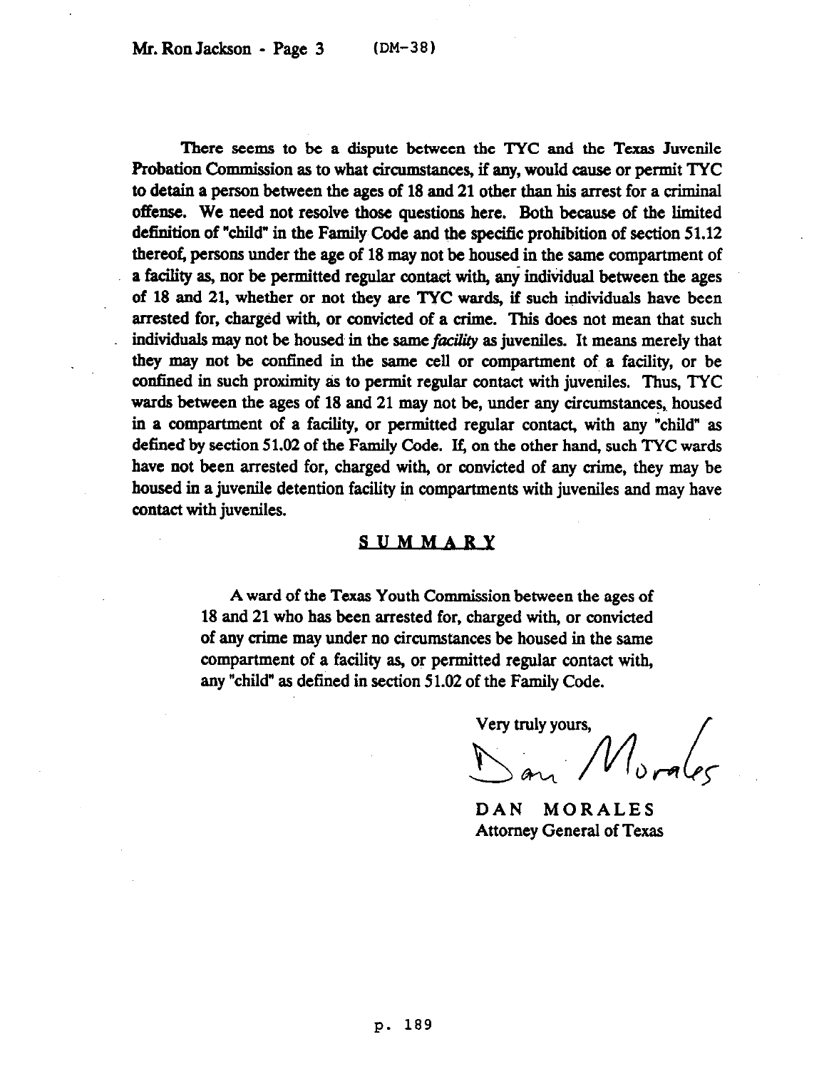There seems to be a dispute between the TYC and the Texas Juvenile Probation Commission as to what circumstances, if any, would cause or permit TYC to detain a person between the ages of 18 and 21 other than his arrest for a criminal offense. We need not resolve those questions here. Both because of the limited definition of "child" in the Family Code and the specific prohibition of section 51.12 thereof, persons under the age of 18 may not be housed in the same compartment of a facility as, nor be permitted regular contact with, any individual between the ages of 18 and 21, whether or not they are TYC wards, if such individuals have been arrested for, charged with, or convicted of a crime. This does not mean that such individuals may not be housed in the same *facility* as juveniles. It means merely that they may not be confined in the same cell or compartment of a facility, or be confined in such proximity as to permit regular contact with juveniles. Thus, TYC wards between the ages of 18 and 21 may not be, under any circumstances, housed in a compartment of a facility, or permitted regular contact, with any "child" as defined by section 51.02 of the Family Code. If, on the other hand, such TYC wards have not been arrested for, charged with, or convicted of any crime, they may be housed in a juvenile detention facility in compartments with juveniles and may have contact with juveniles.

## SUMMARY

A ward of the Texas Youth Commission between the ages of 18 and 21 who has been arrested for, charged with, or convicted of any crime may under no circumstances be housed in the same compartment of a facility as, or permitted regular contact with, any "child" as defined in section 51.02 of the Family Code.

Very truly yours,

Dan Morales

DAN MORALES
Attorney General of Texas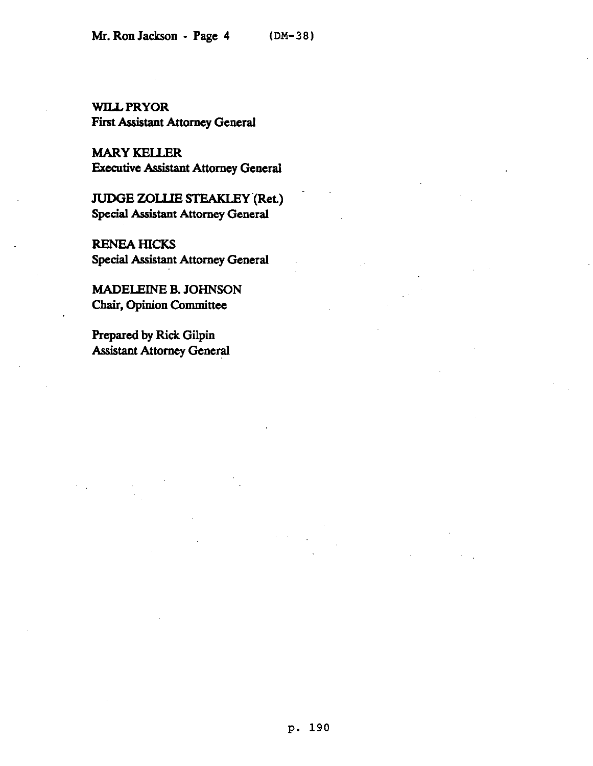**WILL PRYOR**
**First Assistant Attorney General**

**MARY KELLER**
**Executive Assistant Attorney General**

**JUDGE ZOLLIE STEAKLEY (Ret.)**
**Special Assistant Attorney General**

**RENEA HICKS**
**Special Assistant Attorney General**

**MADELEINE B. JOHNSON**
**Chair, Opinion Committee**

**Prepared by Rick Gilpin**
**Assistant Attorney General**